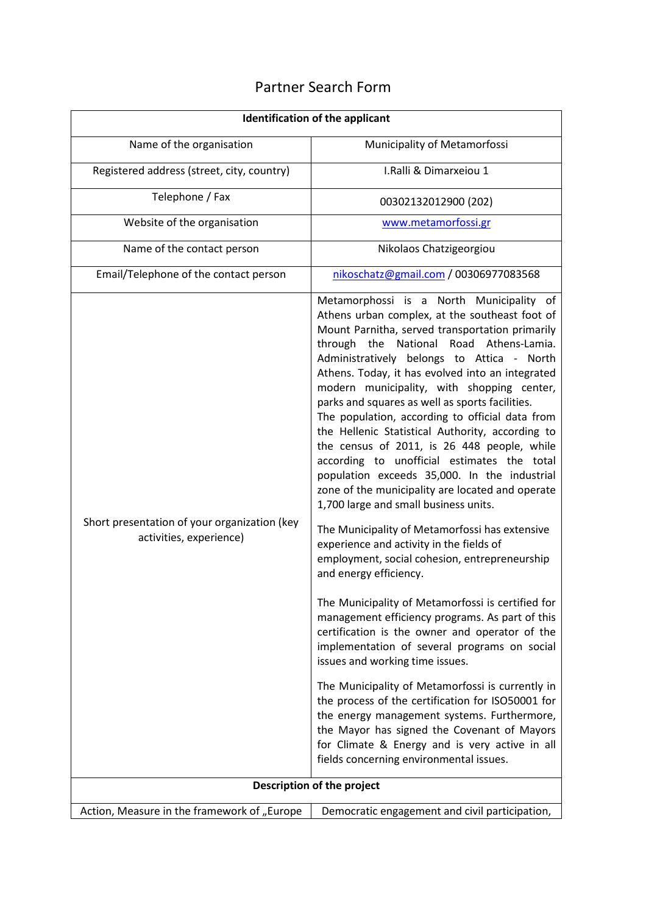# Partner Search Form

| Identification of the applicant | |
|---|---|
| Name of the organisation | Municipality of Metamorfossi |
| Registered address (street, city, country) | I.Ralli & Dimarxeiou 1 |
| Telephone / Fax | 00302132012900 (202) |
| Website of the organisation | www.metamorfossi.gr |
| Name of the contact person | Nikolaos Chatzigeorgiou |
| Email/Telephone of the contact person | nikoschatz@gmail.com / 00306977083568 |
| Short presentation of your organization (key activities, experience) | Metamorphossi is a North Municipality of Athens urban complex, at the southeast foot of Mount Parnitha, served transportation primarily through the National Road Athens-Lamia. Administratively belongs to Attica - North Athens. Today, it has evolved into an integrated modern municipality, with shopping center, parks and squares as well as sports facilities. The population, according to official data from the Hellenic Statistical Authority, according to the census of 2011, is 26 448 people, while according to unofficial estimates the total population exceeds 35,000. In the industrial zone of the municipality are located and operate 1,700 large and small business units.<br><br>The Municipality of Metamorfossi has extensive experience and activity in the fields of employment, social cohesion, entrepreneurship and energy efficiency.<br><br>The Municipality of Metamorfossi is certified for management efficiency programs. As part of this certification is the owner and operator of the implementation of several programs on social issues and working time issues.<br><br>The Municipality of Metamorfossi is currently in the process of the certification for ISO50001 for the energy management systems. Furthermore, the Mayor has signed the Covenant of Mayors for Climate & Energy and is very active in all fields concerning environmental issues. |
| **Description of the project** | |
| Action, Measure in the framework of „Europe | Democratic engagement and civil participation, |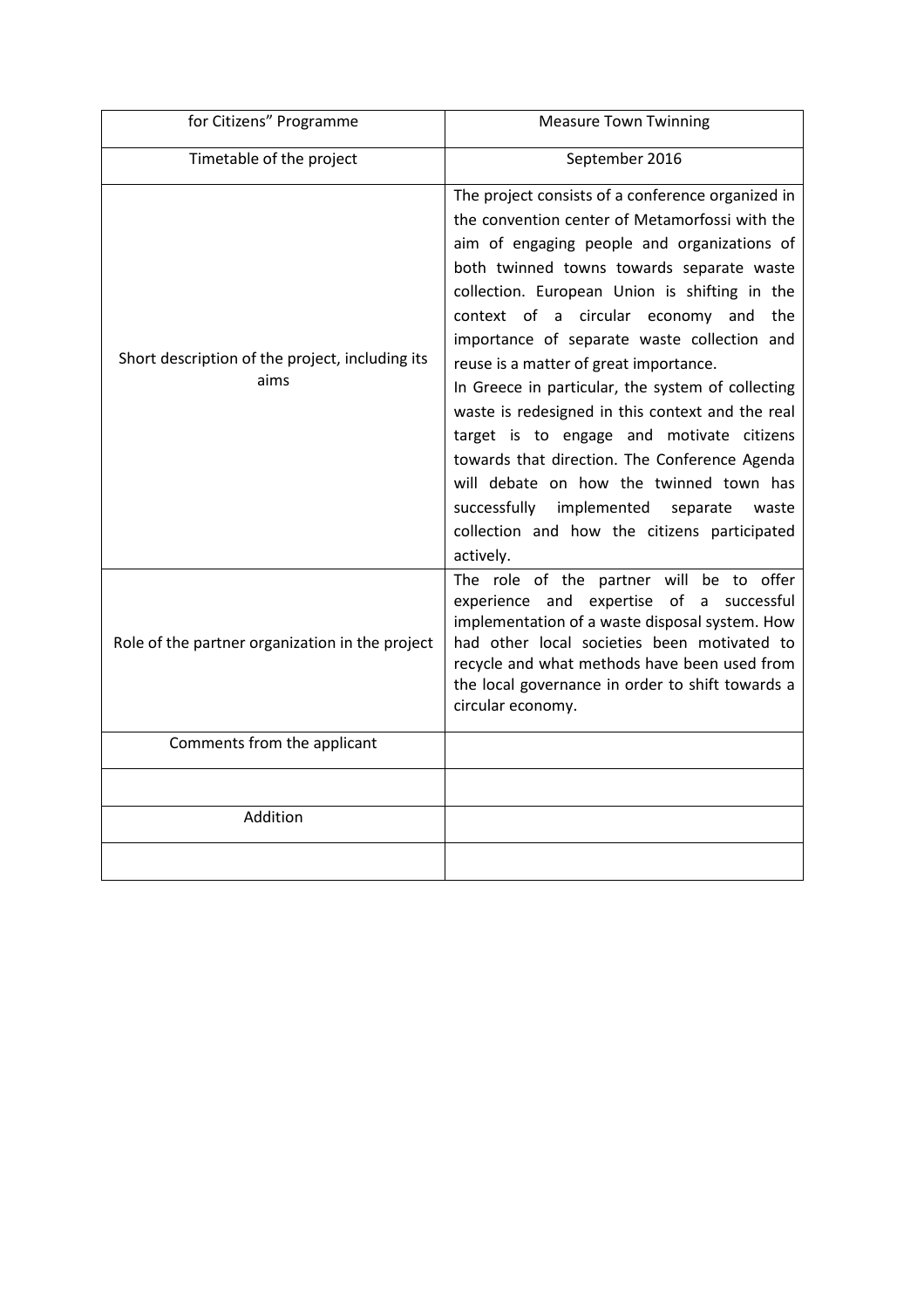| | |
|---|---|
| for Citizens” Programme | Measure Town Twinning |
| Timetable of the project | September 2016 |
| Short description of the project, including its aims | The project consists of a conference organized in the convention center of Metamorfossi with the aim of engaging people and organizations of both twinned towns towards separate waste collection. European Union is shifting in the context of a circular economy and the importance of separate waste collection and reuse is a matter of great importance.<br>In Greece in particular, the system of collecting waste is redesigned in this context and the real target is to engage and motivate citizens towards that direction. The Conference Agenda will debate on how the twinned town has successfully implemented separate waste collection and how the citizens participated actively. |
| Role of the partner organization in the project | The role of the partner will be to offer experience and expertise of a successful implementation of a waste disposal system. How had other local societies been motivated to recycle and what methods have been used from the local governance in order to shift towards a circular economy. |
| Comments from the applicant | |
| | |
| Addition | |
| | |